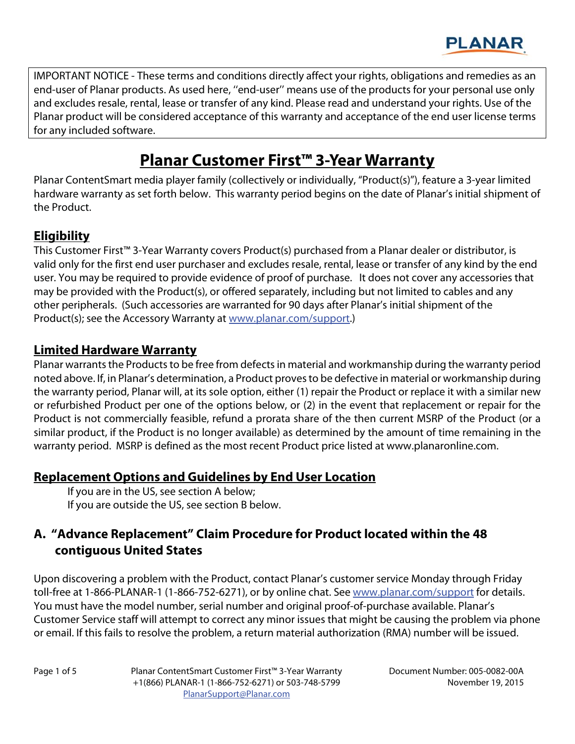IMPORTANT NOTICE - These terms and conditions directly affect your rights, obligations and remedies as an end-user of Planar products. As used here, ''end-user'' means use of the products for your personal use only and excludes resale, rental, lease or transfer of any kind. Please read and understand your rights. Use of the Planar product will be considered acceptance of this warranty and acceptance of the end user license terms for any included software.

# Planar Customer First™ 3-Year Warranty

Planar ContentSmart media player family (collectively or individually, "Product(s)"), feature a 3-year limited hardware warranty as set forth below. This warranty period begins on the date of Planar's initial shipment of the Product.

## Eligibility

This Customer First™ 3-Year Warranty covers Product(s) purchased from a Planar dealer or distributor, is valid only for the first end user purchaser and excludes resale, rental, lease or transfer of any kind by the end user. You may be required to provide evidence of proof of purchase. It does not cover any accessories that may be provided with the Product(s), or offered separately, including but not limited to cables and any other peripherals. (Such accessories are warranted for 90 days after Planar's initial shipment of the Product(s); see the Accessory Warranty at www.planar.com/support.)

## Limited Hardware Warranty

Planar warrants the Products to be free from defects in material and workmanship during the warranty period noted above. If, in Planar's determination, a Product proves to be defective in material or workmanship during the warranty period, Planar will, at its sole option, either (1) repair the Product or replace it with a similar new or refurbished Product per one of the options below, or (2) in the event that replacement or repair for the Product is not commercially feasible, refund a prorata share of the then current MSRP of the Product (or a similar product, if the Product is no longer available) as determined by the amount of time remaining in the warranty period. MSRP is defined as the most recent Product price listed at www.planaronline.com.

## Replacement Options and Guidelines by End User Location

If you are in the US, see section A below;
If you are outside the US, see section B below.

### A. "Advance Replacement" Claim Procedure for Product located within the 48 contiguous United States

Upon discovering a problem with the Product, contact Planar's customer service Monday through Friday toll-free at 1-866-PLANAR-1 (1-866-752-6271), or by online chat. See www.planar.com/support for details. You must have the model number, serial number and original proof-of-purchase available. Planar's Customer Service staff will attempt to correct any minor issues that might be causing the problem via phone or email. If this fails to resolve the problem, a return material authorization (RMA) number will be issued.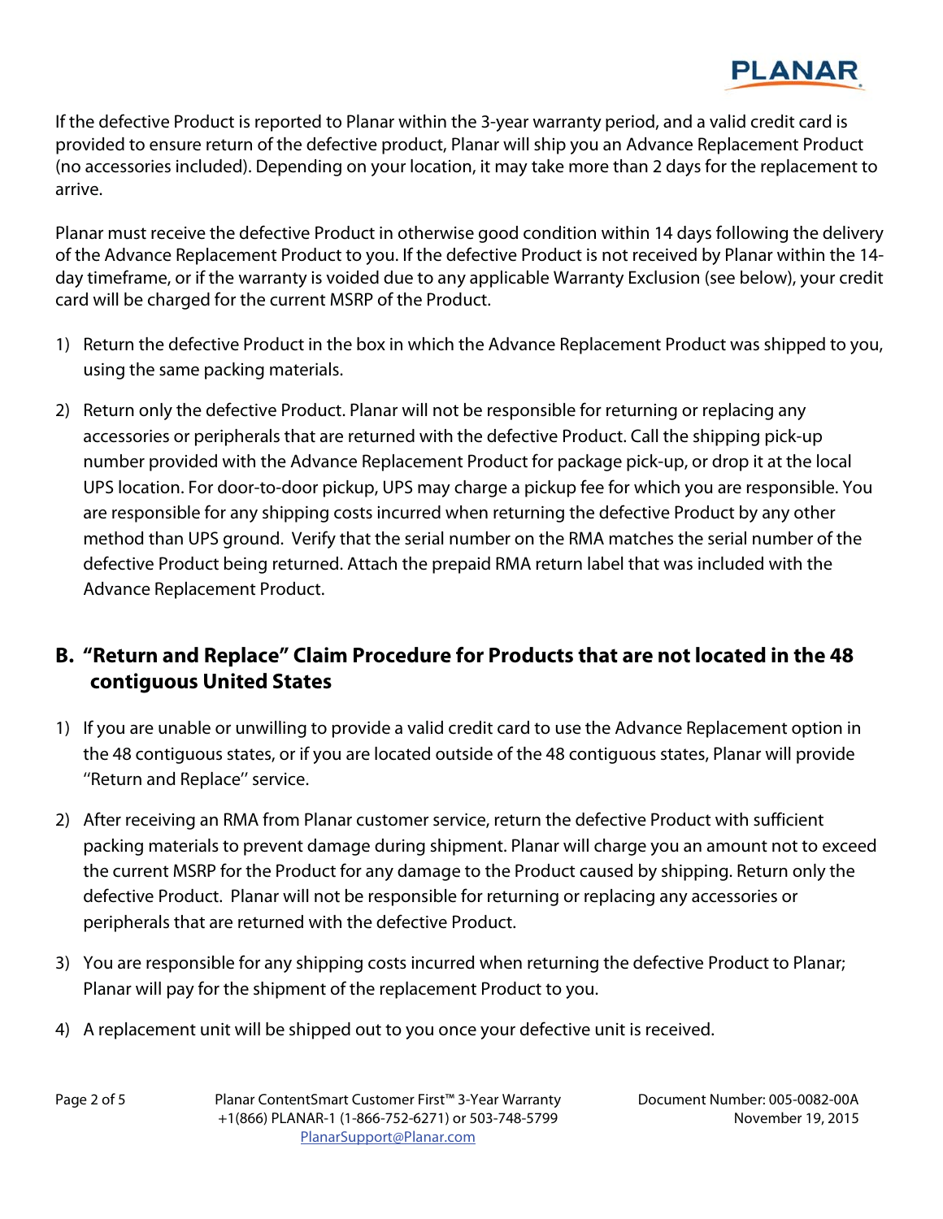If the defective Product is reported to Planar within the 3-year warranty period, and a valid credit card is provided to ensure return of the defective product, Planar will ship you an Advance Replacement Product (no accessories included). Depending on your location, it may take more than 2 days for the replacement to arrive.

Planar must receive the defective Product in otherwise good condition within 14 days following the delivery of the Advance Replacement Product to you. If the defective Product is not received by Planar within the 14-day timeframe, or if the warranty is voided due to any applicable Warranty Exclusion (see below), your credit card will be charged for the current MSRP of the Product.

1) Return the defective Product in the box in which the Advance Replacement Product was shipped to you, using the same packing materials.
2) Return only the defective Product. Planar will not be responsible for returning or replacing any accessories or peripherals that are returned with the defective Product. Call the shipping pick-up number provided with the Advance Replacement Product for package pick-up, or drop it at the local UPS location. For door-to-door pickup, UPS may charge a pickup fee for which you are responsible. You are responsible for any shipping costs incurred when returning the defective Product by any other method than UPS ground. Verify that the serial number on the RMA matches the serial number of the defective Product being returned. Attach the prepaid RMA return label that was included with the Advance Replacement Product.

## B. "Return and Replace" Claim Procedure for Products that are not located in the 48 contiguous United States

1) If you are unable or unwilling to provide a valid credit card to use the Advance Replacement option in the 48 contiguous states, or if you are located outside of the 48 contiguous states, Planar will provide "Return and Replace" service.
2) After receiving an RMA from Planar customer service, return the defective Product with sufficient packing materials to prevent damage during shipment. Planar will charge you an amount not to exceed the current MSRP for the Product for any damage to the Product caused by shipping. Return only the defective Product. Planar will not be responsible for returning or replacing any accessories or peripherals that are returned with the defective Product.
3) You are responsible for any shipping costs incurred when returning the defective Product to Planar; Planar will pay for the shipment of the replacement Product to you.
4) A replacement unit will be shipped out to you once your defective unit is received.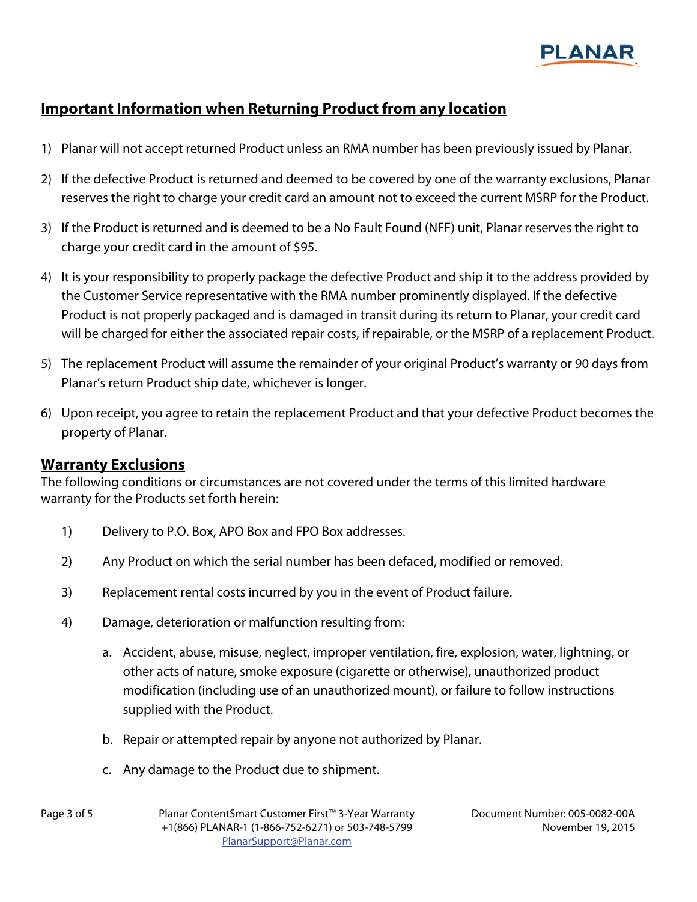## Important Information when Returning Product from any location

1) Planar will not accept returned Product unless an RMA number has been previously issued by Planar.
2) If the defective Product is returned and deemed to be covered by one of the warranty exclusions, Planar reserves the right to charge your credit card an amount not to exceed the current MSRP for the Product.
3) If the Product is returned and is deemed to be a No Fault Found (NFF) unit, Planar reserves the right to charge your credit card in the amount of $95.
4) It is your responsibility to properly package the defective Product and ship it to the address provided by the Customer Service representative with the RMA number prominently displayed. If the defective Product is not properly packaged and is damaged in transit during its return to Planar, your credit card will be charged for either the associated repair costs, if repairable, or the MSRP of a replacement Product.
5) The replacement Product will assume the remainder of your original Product's warranty or 90 days from Planar's return Product ship date, whichever is longer.
6) Upon receipt, you agree to retain the replacement Product and that your defective Product becomes the property of Planar.

## Warranty Exclusions

The following conditions or circumstances are not covered under the terms of this limited hardware warranty for the Products set forth herein:

1) Delivery to P.O. Box, APO Box and FPO Box addresses.
2) Any Product on which the serial number has been defaced, modified or removed.
3) Replacement rental costs incurred by you in the event of Product failure.
4) Damage, deterioration or malfunction resulting from:
   a. Accident, abuse, misuse, neglect, improper ventilation, fire, explosion, water, lightning, or other acts of nature, smoke exposure (cigarette or otherwise), unauthorized product modification (including use of an unauthorized mount), or failure to follow instructions supplied with the Product.
   b. Repair or attempted repair by anyone not authorized by Planar.
   c. Any damage to the Product due to shipment.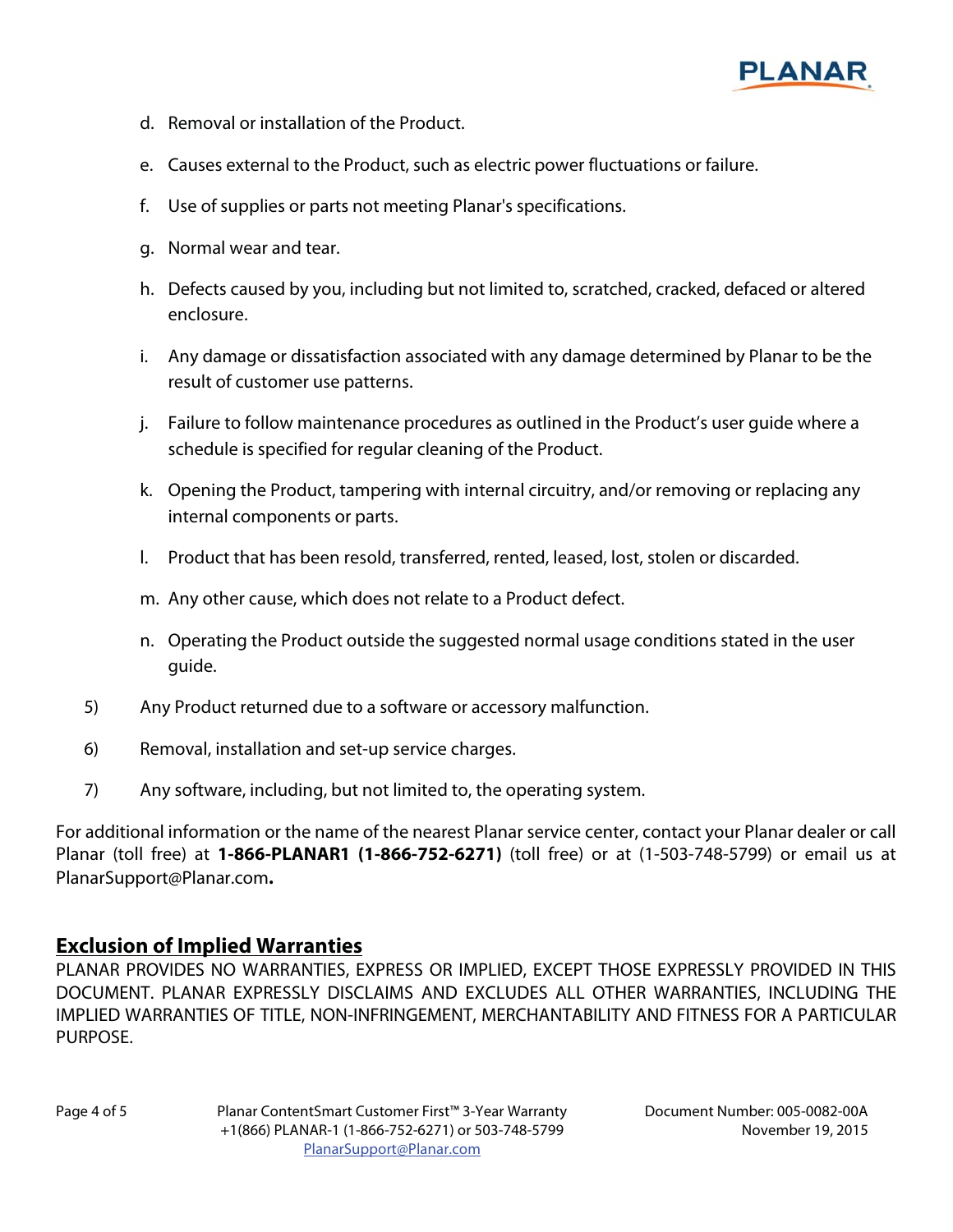d. Removal or installation of the Product.

e. Causes external to the Product, such as electric power fluctuations or failure.

f. Use of supplies or parts not meeting Planar's specifications.

g. Normal wear and tear.

h. Defects caused by you, including but not limited to, scratched, cracked, defaced or altered enclosure.

i. Any damage or dissatisfaction associated with any damage determined by Planar to be the result of customer use patterns.

j. Failure to follow maintenance procedures as outlined in the Product's user guide where a schedule is specified for regular cleaning of the Product.

k. Opening the Product, tampering with internal circuitry, and/or removing or replacing any internal components or parts.

l. Product that has been resold, transferred, rented, leased, lost, stolen or discarded.

m. Any other cause, which does not relate to a Product defect.

n. Operating the Product outside the suggested normal usage conditions stated in the user guide.

5) Any Product returned due to a software or accessory malfunction.

6) Removal, installation and set-up service charges.

7) Any software, including, but not limited to, the operating system.

For additional information or the name of the nearest Planar service center, contact your Planar dealer or call Planar (toll free) at **1-866-PLANAR1 (1-866-752-6271)** (toll free) or at (1-503-748-5799) or email us at PlanarSupport@Planar.com**.**

## Exclusion of Implied Warranties

PLANAR PROVIDES NO WARRANTIES, EXPRESS OR IMPLIED, EXCEPT THOSE EXPRESSLY PROVIDED IN THIS DOCUMENT. PLANAR EXPRESSLY DISCLAIMS AND EXCLUDES ALL OTHER WARRANTIES, INCLUDING THE IMPLIED WARRANTIES OF TITLE, NON-INFRINGEMENT, MERCHANTABILITY AND FITNESS FOR A PARTICULAR PURPOSE.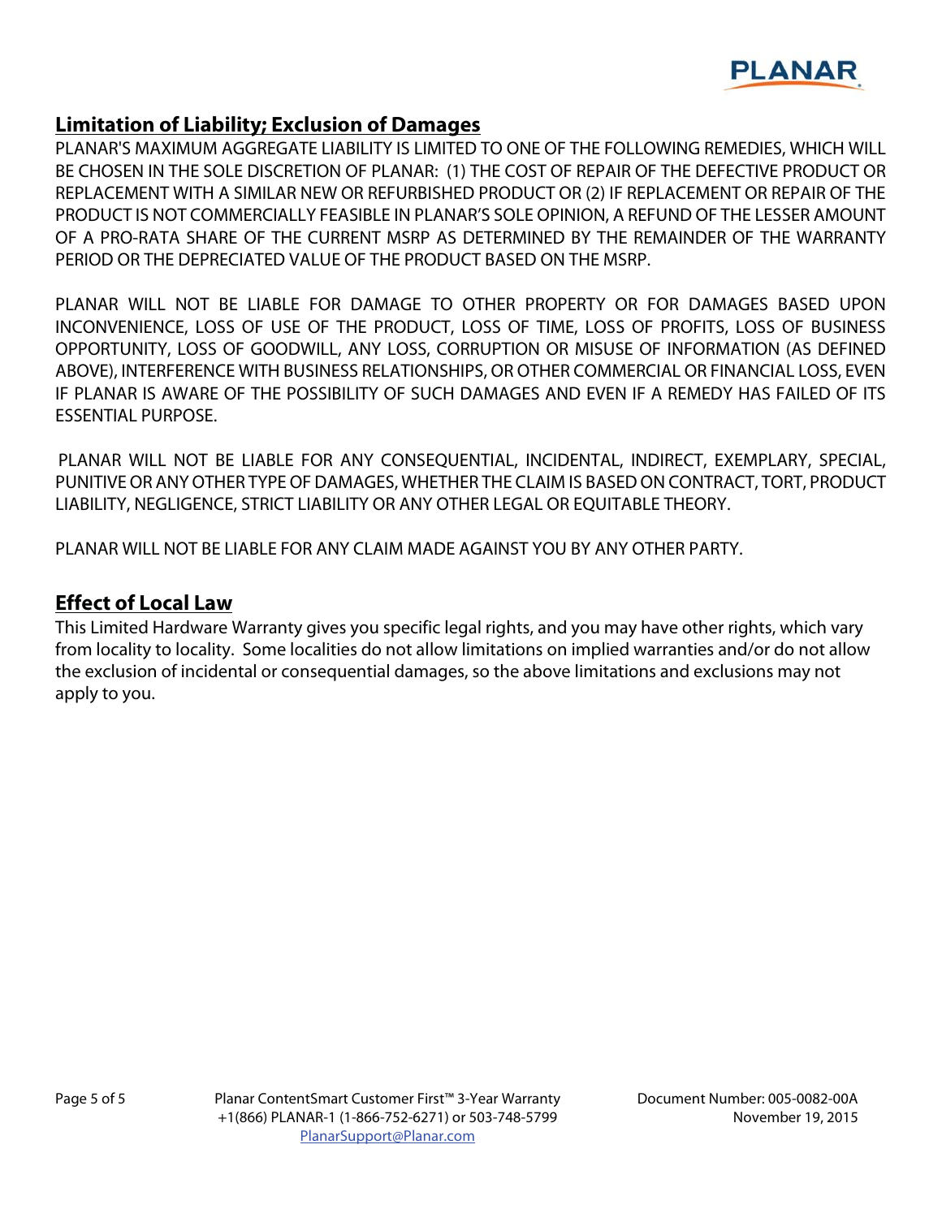## Limitation of Liability; Exclusion of Damages

PLANAR'S MAXIMUM AGGREGATE LIABILITY IS LIMITED TO ONE OF THE FOLLOWING REMEDIES, WHICH WILL BE CHOSEN IN THE SOLE DISCRETION OF PLANAR: (1) THE COST OF REPAIR OF THE DEFECTIVE PRODUCT OR REPLACEMENT WITH A SIMILAR NEW OR REFURBISHED PRODUCT OR (2) IF REPLACEMENT OR REPAIR OF THE PRODUCT IS NOT COMMERCIALLY FEASIBLE IN PLANAR'S SOLE OPINION, A REFUND OF THE LESSER AMOUNT OF A PRO-RATA SHARE OF THE CURRENT MSRP AS DETERMINED BY THE REMAINDER OF THE WARRANTY PERIOD OR THE DEPRECIATED VALUE OF THE PRODUCT BASED ON THE MSRP.

PLANAR WILL NOT BE LIABLE FOR DAMAGE TO OTHER PROPERTY OR FOR DAMAGES BASED UPON INCONVENIENCE, LOSS OF USE OF THE PRODUCT, LOSS OF TIME, LOSS OF PROFITS, LOSS OF BUSINESS OPPORTUNITY, LOSS OF GOODWILL, ANY LOSS, CORRUPTION OR MISUSE OF INFORMATION (AS DEFINED ABOVE), INTERFERENCE WITH BUSINESS RELATIONSHIPS, OR OTHER COMMERCIAL OR FINANCIAL LOSS, EVEN IF PLANAR IS AWARE OF THE POSSIBILITY OF SUCH DAMAGES AND EVEN IF A REMEDY HAS FAILED OF ITS ESSENTIAL PURPOSE.

PLANAR WILL NOT BE LIABLE FOR ANY CONSEQUENTIAL, INCIDENTAL, INDIRECT, EXEMPLARY, SPECIAL, PUNITIVE OR ANY OTHER TYPE OF DAMAGES, WHETHER THE CLAIM IS BASED ON CONTRACT, TORT, PRODUCT LIABILITY, NEGLIGENCE, STRICT LIABILITY OR ANY OTHER LEGAL OR EQUITABLE THEORY.

PLANAR WILL NOT BE LIABLE FOR ANY CLAIM MADE AGAINST YOU BY ANY OTHER PARTY.

## Effect of Local Law

This Limited Hardware Warranty gives you specific legal rights, and you may have other rights, which vary from locality to locality. Some localities do not allow limitations on implied warranties and/or do not allow the exclusion of incidental or consequential damages, so the above limitations and exclusions may not apply to you.